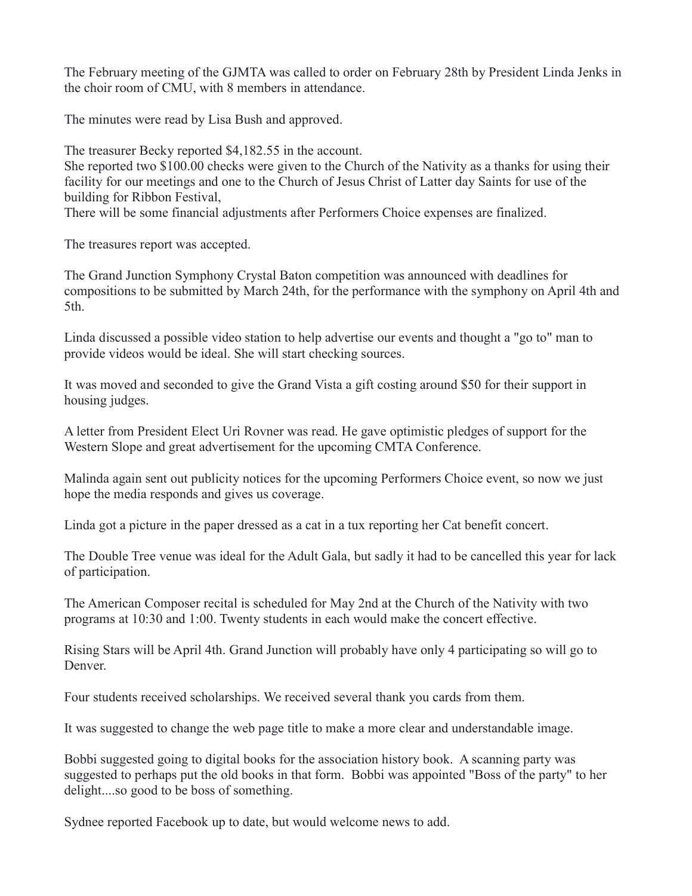The February meeting of the GJMTA was called to order on February 28th by President Linda Jenks in the choir room of CMU, with 8 members in attendance.

The minutes were read by Lisa Bush and approved.

The treasurer Becky reported $4,182.55 in the account.
She reported two $100.00 checks were given to the Church of the Nativity as a thanks for using their facility for our meetings and one to the Church of Jesus Christ of Latter day Saints for use of the building for Ribbon Festival,
There will be some financial adjustments after Performers Choice expenses are finalized.

The treasures report was accepted.

The Grand Junction Symphony Crystal Baton competition was announced with deadlines for compositions to be submitted by March 24th, for the performance with the symphony on April 4th and 5th.

Linda discussed a possible video station to help advertise our events and thought a "go to" man to provide videos would be ideal. She will start checking sources.

It was moved and seconded to give the Grand Vista a gift costing around $50 for their support in housing judges.

A letter from President Elect Uri Rovner was read. He gave optimistic pledges of support for the Western Slope and great advertisement for the upcoming CMTA Conference.

Malinda again sent out publicity notices for the upcoming Performers Choice event, so now we just hope the media responds and gives us coverage.

Linda got a picture in the paper dressed as a cat in a tux reporting her Cat benefit concert.

The Double Tree venue was ideal for the Adult Gala, but sadly it had to be cancelled this year for lack of participation.

The American Composer recital is scheduled for May 2nd at the Church of the Nativity with two programs at 10:30 and 1:00. Twenty students in each would make the concert effective.

Rising Stars will be April 4th. Grand Junction will probably have only 4 participating so will go to Denver.

Four students received scholarships. We received several thank you cards from them.

It was suggested to change the web page title to make a more clear and understandable image.

Bobbi suggested going to digital books for the association history book. A scanning party was suggested to perhaps put the old books in that form. Bobbi was appointed "Boss of the party" to her delight....so good to be boss of something.

Sydnee reported Facebook up to date, but would welcome news to add.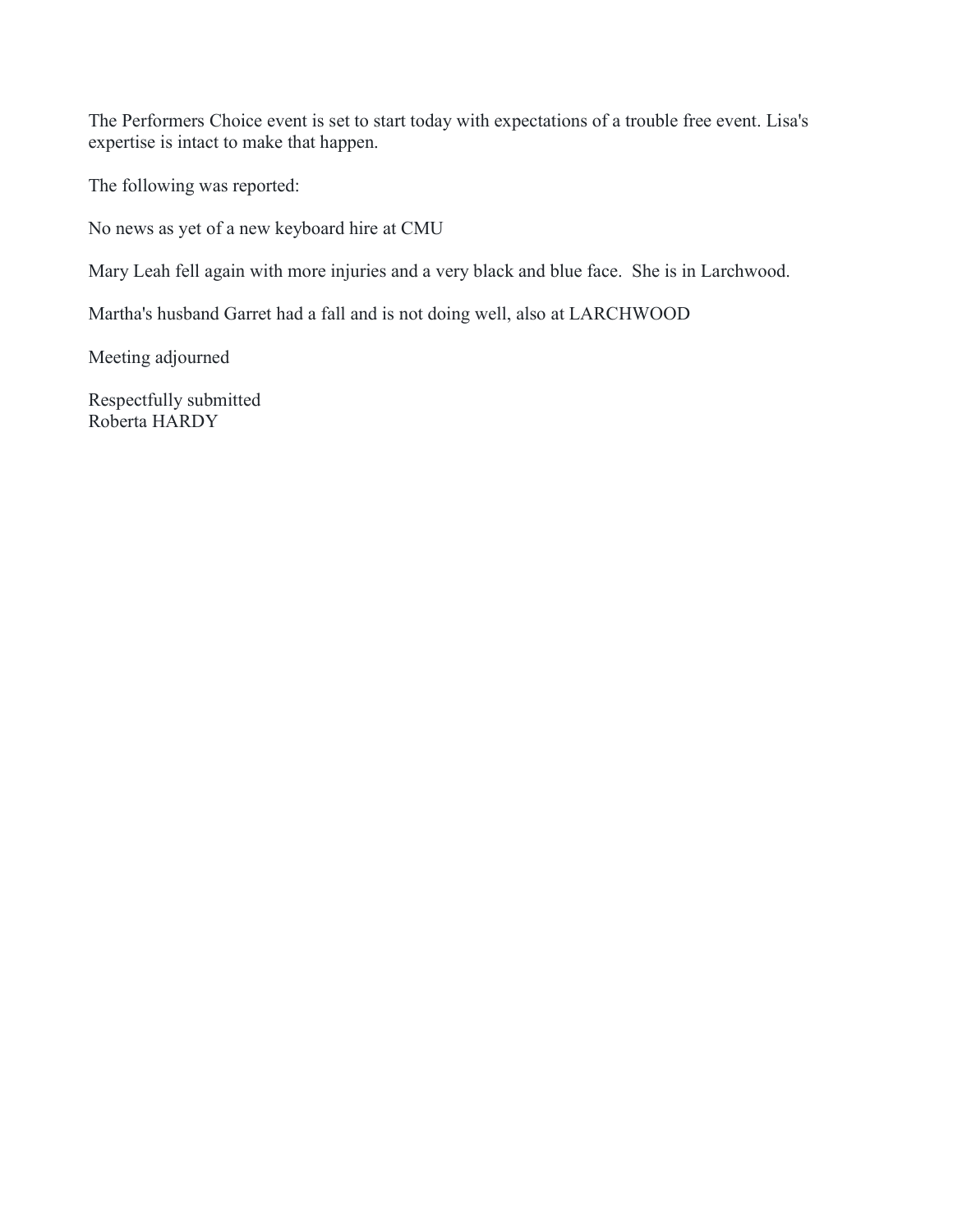The Performers Choice event is set to start today with expectations of a trouble free event. Lisa's expertise is intact to make that happen.

The following was reported:

No news as yet of a new keyboard hire at CMU

Mary Leah fell again with more injuries and a very black and blue face. She is in Larchwood.

Martha's husband Garret had a fall and is not doing well, also at LARCHWOOD

Meeting adjourned

Respectfully submitted
Roberta HARDY